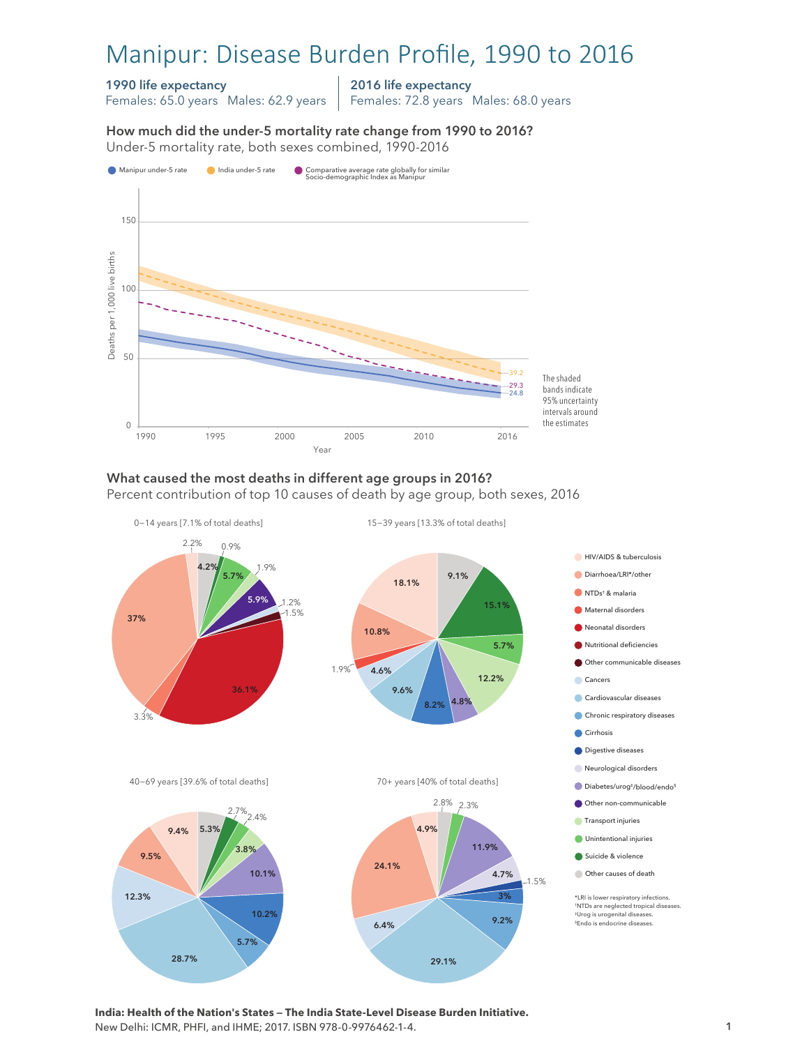# Manipur: Disease Burden Profile, 1990 to 2016

**1990 life expectancy**
Females: 65.0 years   Males: 62.9 years

**2016 life expectancy**
Females: 72.8 years   Males: 68.0 years

### How much did the under-5 mortality rate change from 1990 to 2016?

Under-5 mortality rate, both sexes combined, 1990-2016

Manipur under-5 rate
India under-5 rate
Comparative average rate globally for similar Socio-demographic Index as Manipur

Deaths per 1,000 live births
150
100
50
0
1990
1995
2000
2005
2010
2016
Year
39.2
29.3
24.8

The shaded bands indicate 95% uncertainty intervals around the estimates

### What caused the most deaths in different age groups in 2016?

Percent contribution of top 10 causes of death by age group, both sexes, 2016

0–14 years [7.1% of total deaths]
2.2%
0.9%
4.2%
5.7%
1.9%
5.9%
1.2%
1.5%
37%
36.1%
3.3%

15–39 years [13.3% of total deaths]
18.1%
9.1%
15.1%
10.8%
5.7%
1.9%
4.6%
12.2%
9.6%
8.2%
4.8%

40–69 years [39.6% of total deaths]
2.7%
2.4%
9.4%
5.3%
3.8%
9.5%
10.1%
12.3%
10.2%
5.7%
28.7%

70+ years [40% of total deaths]
2.8%
2.3%
4.9%
11.9%
24.1%
4.7%
1.5%
3%
9.2%
6.4%
29.1%

HIV/AIDS & tuberculosis
Diarrhoea/LRI*/other
NTDs† & malaria
Maternal disorders
Neonatal disorders
Nutritional deficiencies
Other communicable diseases
Cancers
Cardiovascular diseases
Chronic respiratory diseases
Cirrhosis
Digestive diseases
Neurological disorders
Diabetes/urog‡/blood/endo§
Other non-communicable
Transport injuries
Unintentional injuries
Suicide & violence
Other causes of death

*LRI is lower respiratory infections.
†NTDs are neglected tropical diseases.
‡Urog is urogenital diseases.
§Endo is endocrine diseases.

**India: Health of the Nation's States — The India State-Level Disease Burden Initiative.**
New Delhi: ICMR, PHFI, and IHME; 2017. ISBN 978-0-9976462-1-4.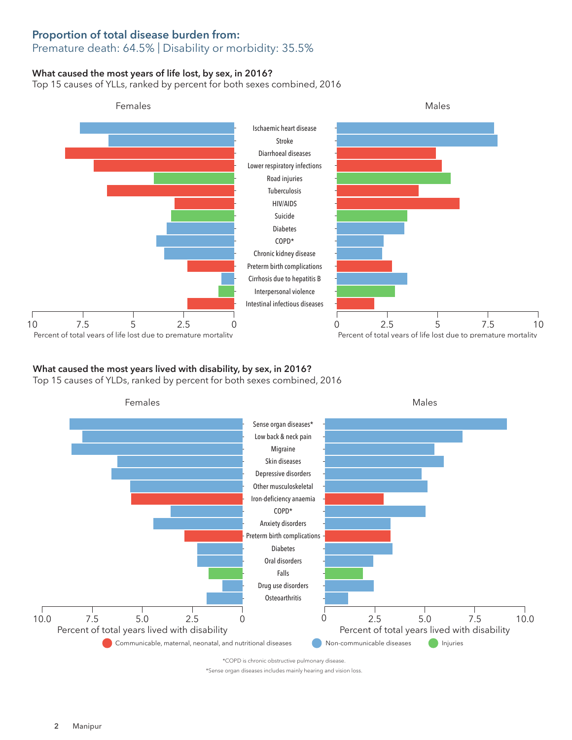## Proportion of total disease burden from:

Premature death: 64.5% | Disability or morbidity: 35.5%

### What caused the most years of life lost, by sex, in 2016?

Top 15 causes of YLLs, ranked by percent for both sexes combined, 2016

Females

Males

Ischaemic heart disease
Stroke
Diarrhoeal diseases
Lower respiratory infections
Road injuries
Tuberculosis
HIV/AIDS
Suicide
Diabetes
COPD*
Chronic kidney disease
Preterm birth complications
Cirrhosis due to hepatitis B
Interpersonal violence
Intestinal infectious diseases

10 7.5 5 2.5 0

Percent of total years of life lost due to premature mortality

0 2.5 5 7.5 10

Percent of total years of life lost due to premature mortality

### What caused the most years lived with disability, by sex, in 2016?

Top 15 causes of YLDs, ranked by percent for both sexes combined, 2016

Females

Males

Sense organ diseases*
Low back & neck pain
Migraine
Skin diseases
Depressive disorders
Other musculoskeletal
Iron-deficiency anaemia
COPD*
Anxiety disorders
Preterm birth complications
Diabetes
Oral disorders
Falls
Drug use disorders
Osteoarthritis

10.0 7.5 5.0 2.5 0

Percent of total years lived with disability

0 2.5 5.0 7.5 10.0

Percent of total years lived with disability

Communicable, maternal, neonatal, and nutritional diseases

Non-communicable diseases

Injuries

*COPD is chronic obstructive pulmonary disease.

*Sense organ diseases includes mainly hearing and vision loss.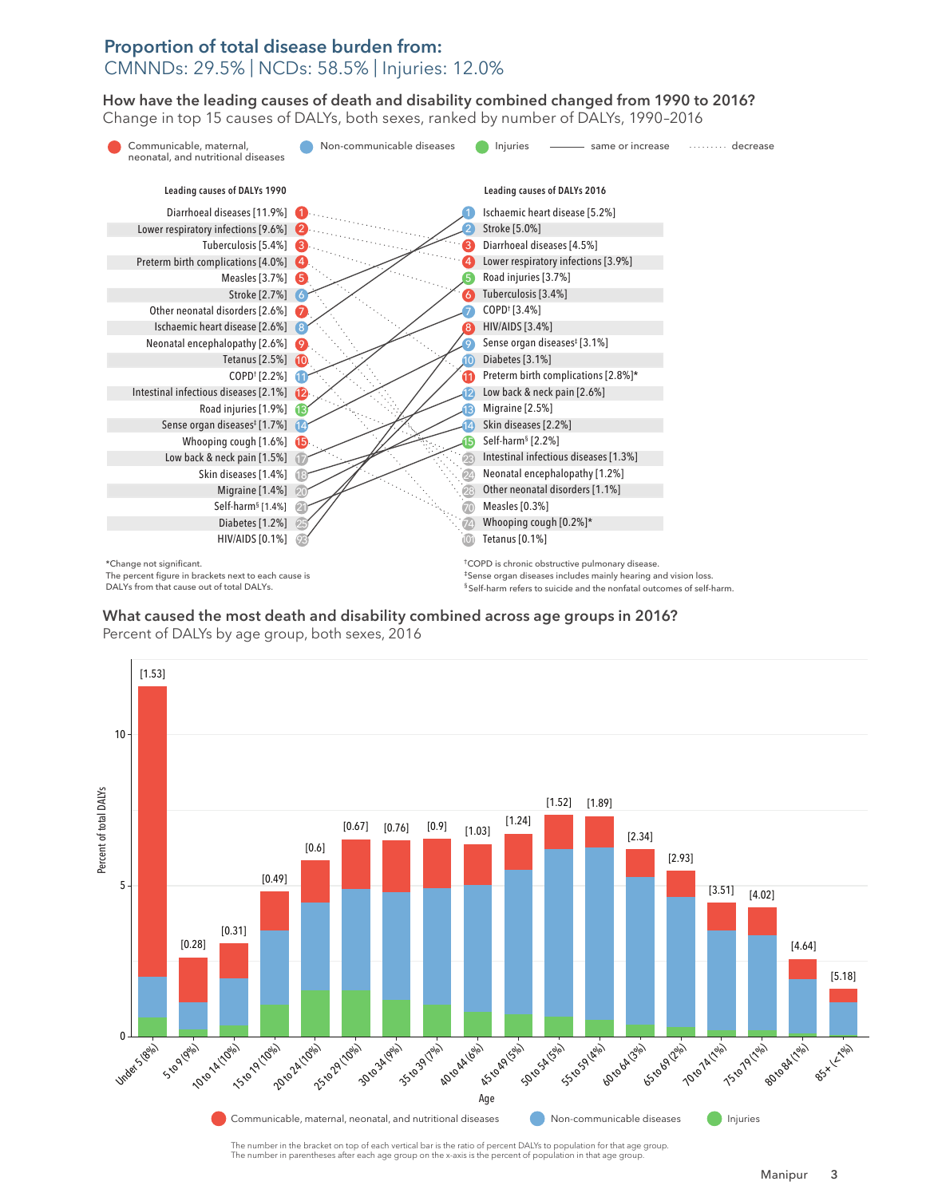## Proportion of total disease burden from:

CMNNDs: 29.5% | NCDs: 58.5% | Injuries: 12.0%

### How have the leading causes of death and disability combined changed from 1990 to 2016?

Change in top 15 causes of DALYs, both sexes, ranked by number of DALYs, 1990–2016

Communicable, maternal, neonatal, and nutritional diseases
Non-communicable diseases
Injuries
same or increase
decrease

Leading causes of DALYs 1990

1 Diarrhoeal diseases [11.9%]
2 Lower respiratory infections [9.6%]
3 Tuberculosis [5.4%]
4 Preterm birth complications [4.0%]
5 Measles [3.7%]
6 Stroke [2.7%]
7 Other neonatal disorders [2.6%]
8 Ischaemic heart disease [2.6%]
9 Neonatal encephalopathy [2.6%]
10 Tetanus [2.5%]
11 COPD† [2.2%]
12 Intestinal infectious diseases [2.1%]
13 Road injuries [1.9%]
14 Sense organ diseases‡ [1.7%]
15 Whooping cough [1.6%]
17 Low back & neck pain [1.5%]
18 Skin diseases [1.4%]
20 Migraine [1.4%]
21 Self-harm§ [1.4%]
25 Diabetes [1.2%]
93 HIV/AIDS [0.1%]

Leading causes of DALYs 2016

1 Ischaemic heart disease [5.2%]
2 Stroke [5.0%]
3 Diarrhoeal diseases [4.5%]
4 Lower respiratory infections [3.9%]
5 Road injuries [3.7%]
6 Tuberculosis [3.4%]
7 COPD† [3.4%]
8 HIV/AIDS [3.4%]
9 Sense organ diseases‡ [3.1%]
10 Diabetes [3.1%]
11 Preterm birth complications [2.8%]*
12 Low back & neck pain [2.6%]
13 Migraine [2.5%]
14 Skin diseases [2.2%]
15 Self-harm§ [2.2%]
23 Intestinal infectious diseases [1.3%]
24 Neonatal encephalopathy [1.2%]
28 Other neonatal disorders [1.1%]
70 Measles [0.3%]
74 Whooping cough [0.2%]*
101 Tetanus [0.1%]

*Change not significant.
The percent figure in brackets next to each cause is DALYs from that cause out of total DALYs.

†COPD is chronic obstructive pulmonary disease.
‡Sense organ diseases includes mainly hearing and vision loss.
§Self-harm refers to suicide and the nonfatal outcomes of self-harm.

### What caused the most death and disability combined across age groups in 2016?

Percent of DALYs by age group, both sexes, 2016

Percent of total DALYs
0
5
10

[1.53] [0.28] [0.31] [0.49] [0.6] [0.67] [0.76] [0.9] [1.03] [1.24] [1.52] [1.89] [2.34] [2.93] [3.51] [4.02] [4.64] [5.18]

Age
Under 5 (8%), 5 to 9 (9%), 10 to 14 (10%), 15 to 19 (10%), 20 to 24 (10%), 25 to 29 (10%), 30 to 34 (9%), 35 to 39 (7%), 40 to 44 (6%), 45 to 49 (5%), 50 to 54 (5%), 55 to 59 (4%), 60 to 64 (3%), 65 to 69 (2%), 70 to 74 (1%), 75 to 79 (1%), 80 to 84 (1%), 85+ (<1%)

Communicable, maternal, neonatal, and nutritional diseases
Non-communicable diseases
Injuries

The number in the bracket on top of each vertical bar is the ratio of percent DALYs to population for that age group.
The number in parentheses after each age group on the x-axis is the percent of population in that age group.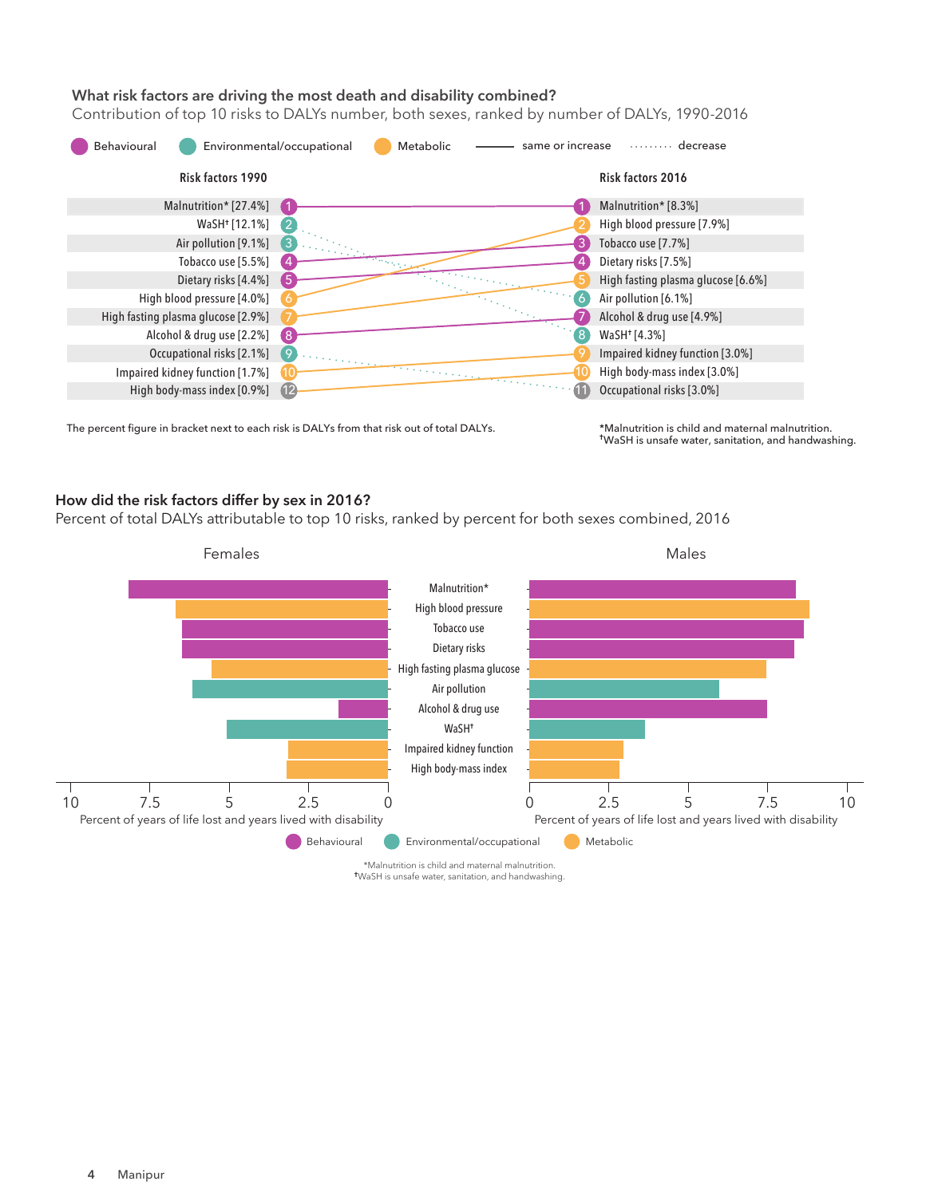## What risk factors are driving the most death and disability combined?

Contribution of top 10 risks to DALYs number, both sexes, ranked by number of DALYs, 1990-2016

Behavioural | Environmental/occupational | Metabolic | same or increase | decrease

**Risk factors 1990**

1 Malnutrition* [27.4%]
2 WaSH† [12.1%]
3 Air pollution [9.1%]
4 Tobacco use [5.5%]
5 Dietary risks [4.4%]
6 High blood pressure [4.0%]
7 High fasting plasma glucose [2.9%]
8 Alcohol & drug use [2.2%]
9 Occupational risks [2.1%]
10 Impaired kidney function [1.7%]
12 High body-mass index [0.9%]

**Risk factors 2016**

1 Malnutrition* [8.3%]
2 High blood pressure [7.9%]
3 Tobacco use [7.7%]
4 Dietary risks [7.5%]
5 High fasting plasma glucose [6.6%]
6 Air pollution [6.1%]
7 Alcohol & drug use [4.9%]
8 WaSH† [4.3%]
9 Impaired kidney function [3.0%]
10 High body-mass index [3.0%]
11 Occupational risks [3.0%]

The percent figure in bracket next to each risk is DALYs from that risk out of total DALYs.

*Malnutrition is child and maternal malnutrition.
†WaSH is unsafe water, sanitation, and handwashing.

## How did the risk factors differ by sex in 2016?

Percent of total DALYs attributable to top 10 risks, ranked by percent for both sexes combined, 2016

Females | Males

Malnutrition*
High blood pressure
Tobacco use
Dietary risks
High fasting plasma glucose
Air pollution
Alcohol & drug use
WaSH†
Impaired kidney function
High body-mass index

10 7.5 5 2.5 0 | 0 2.5 5 7.5 10

Percent of years of life lost and years lived with disability

Behavioural | Environmental/occupational | Metabolic

*Malnutrition is child and maternal malnutrition.
†WaSH is unsafe water, sanitation, and handwashing.